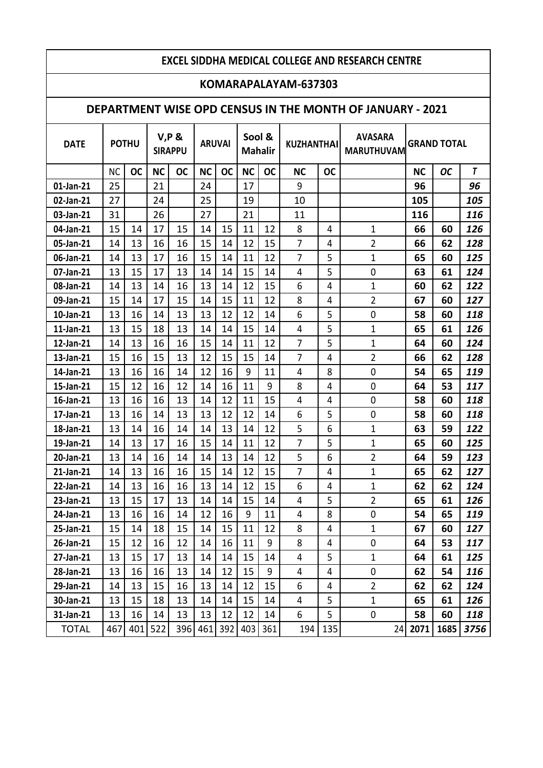# EXCEL SIDDHA MEDICAL COLLEGE AND RESEARCH CENTRE

## KOMARAPALAYAM-637303

## DEPARTMENT WISE OPD CENSUS IN THE MONTH OF JANUARY - 2021

| DATE | POTHU | | V,P & SIRAPPU | | ARUVAI | | Sool & Mahalir | | KUZHANTHAI | | AVASARA MARUTHUVAM | GRAND TOTAL | | |
|---|---|---|---|---|---|---|---|---|---|---|---|---|---|---|
| | NC | OC | NC | OC | NC | OC | NC | OC | NC | OC | | NC | OC | T |
| 01-Jan-21 | 25 | | 21 | | 24 | | 17 | | 9 | | | 96 | | 96 |
| 02-Jan-21 | 27 | | 24 | | 25 | | 19 | | 10 | | | 105 | | 105 |
| 03-Jan-21 | 31 | | 26 | | 27 | | 21 | | 11 | | | 116 | | 116 |
| 04-Jan-21 | 15 | 14 | 17 | 15 | 14 | 15 | 11 | 12 | 8 | 4 | 1 | 66 | 60 | 126 |
| 05-Jan-21 | 14 | 13 | 16 | 16 | 15 | 14 | 12 | 15 | 7 | 4 | 2 | 66 | 62 | 128 |
| 06-Jan-21 | 14 | 13 | 17 | 16 | 15 | 14 | 11 | 12 | 7 | 5 | 1 | 65 | 60 | 125 |
| 07-Jan-21 | 13 | 15 | 17 | 13 | 14 | 14 | 15 | 14 | 4 | 5 | 0 | 63 | 61 | 124 |
| 08-Jan-21 | 14 | 13 | 14 | 16 | 13 | 14 | 12 | 15 | 6 | 4 | 1 | 60 | 62 | 122 |
| 09-Jan-21 | 15 | 14 | 17 | 15 | 14 | 15 | 11 | 12 | 8 | 4 | 2 | 67 | 60 | 127 |
| 10-Jan-21 | 13 | 16 | 14 | 13 | 13 | 12 | 12 | 14 | 6 | 5 | 0 | 58 | 60 | 118 |
| 11-Jan-21 | 13 | 15 | 18 | 13 | 14 | 14 | 15 | 14 | 4 | 5 | 1 | 65 | 61 | 126 |
| 12-Jan-21 | 14 | 13 | 16 | 16 | 15 | 14 | 11 | 12 | 7 | 5 | 1 | 64 | 60 | 124 |
| 13-Jan-21 | 15 | 16 | 15 | 13 | 12 | 15 | 15 | 14 | 7 | 4 | 2 | 66 | 62 | 128 |
| 14-Jan-21 | 13 | 16 | 16 | 14 | 12 | 16 | 9 | 11 | 4 | 8 | 0 | 54 | 65 | 119 |
| 15-Jan-21 | 15 | 12 | 16 | 12 | 14 | 16 | 11 | 9 | 8 | 4 | 0 | 64 | 53 | 117 |
| 16-Jan-21 | 13 | 16 | 16 | 13 | 14 | 12 | 11 | 15 | 4 | 4 | 0 | 58 | 60 | 118 |
| 17-Jan-21 | 13 | 16 | 14 | 13 | 13 | 12 | 12 | 14 | 6 | 5 | 0 | 58 | 60 | 118 |
| 18-Jan-21 | 13 | 14 | 16 | 14 | 14 | 13 | 14 | 12 | 5 | 6 | 1 | 63 | 59 | 122 |
| 19-Jan-21 | 14 | 13 | 17 | 16 | 15 | 14 | 11 | 12 | 7 | 5 | 1 | 65 | 60 | 125 |
| 20-Jan-21 | 13 | 14 | 16 | 14 | 14 | 13 | 14 | 12 | 5 | 6 | 2 | 64 | 59 | 123 |
| 21-Jan-21 | 14 | 13 | 16 | 16 | 15 | 14 | 12 | 15 | 7 | 4 | 1 | 65 | 62 | 127 |
| 22-Jan-21 | 14 | 13 | 16 | 16 | 13 | 14 | 12 | 15 | 6 | 4 | 1 | 62 | 62 | 124 |
| 23-Jan-21 | 13 | 15 | 17 | 13 | 14 | 14 | 15 | 14 | 4 | 5 | 2 | 65 | 61 | 126 |
| 24-Jan-21 | 13 | 16 | 16 | 14 | 12 | 16 | 9 | 11 | 4 | 8 | 0 | 54 | 65 | 119 |
| 25-Jan-21 | 15 | 14 | 18 | 15 | 14 | 15 | 11 | 12 | 8 | 4 | 1 | 67 | 60 | 127 |
| 26-Jan-21 | 15 | 12 | 16 | 12 | 14 | 16 | 11 | 9 | 8 | 4 | 0 | 64 | 53 | 117 |
| 27-Jan-21 | 13 | 15 | 17 | 13 | 14 | 14 | 15 | 14 | 4 | 5 | 1 | 64 | 61 | 125 |
| 28-Jan-21 | 13 | 16 | 16 | 13 | 14 | 12 | 15 | 9 | 4 | 4 | 0 | 62 | 54 | 116 |
| 29-Jan-21 | 14 | 13 | 15 | 16 | 13 | 14 | 12 | 15 | 6 | 4 | 2 | 62 | 62 | 124 |
| 30-Jan-21 | 13 | 15 | 18 | 13 | 14 | 14 | 15 | 14 | 4 | 5 | 1 | 65 | 61 | 126 |
| 31-Jan-21 | 13 | 16 | 14 | 13 | 13 | 12 | 12 | 14 | 6 | 5 | 0 | 58 | 60 | 118 |
| TOTAL | 467 | 401 | 522 | 396 | 461 | 392 | 403 | 361 | 194 | 135 | 24 | 2071 | 1685 | 3756 |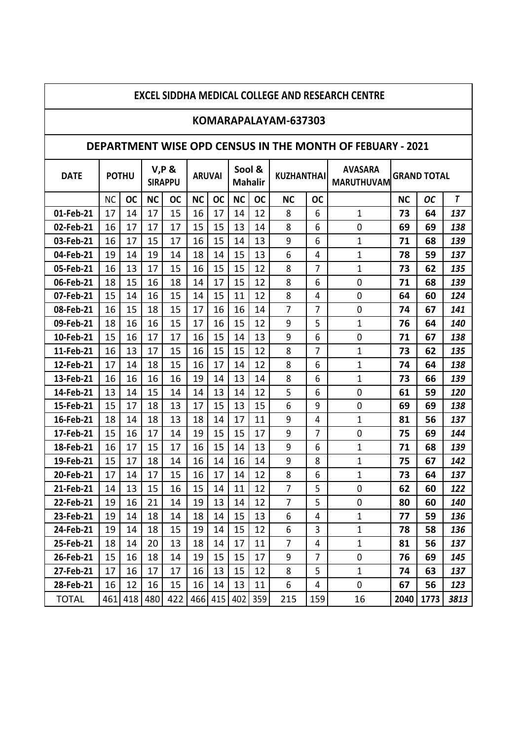# EXCEL SIDDHA MEDICAL COLLEGE AND RESEARCH CENTRE

## KOMARAPALAYAM-637303

## DEPARTMENT WISE OPD CENSUS IN THE MONTH OF FEBUARY - 2021

| DATE | POTHU | | V,P & SIRAPPU | | ARUVAI | | Sool & Mahalir | | KUZHANTHAI | | AVASARA MARUTHUVAM | GRAND TOTAL | | |
|---|---|---|---|---|---|---|---|---|---|---|---|---|---|---|
| | NC | OC | NC | OC | NC | OC | NC | OC | NC | OC | | NC | OC | T |
| 01-Feb-21 | 17 | 14 | 17 | 15 | 16 | 17 | 14 | 12 | 8 | 6 | 1 | 73 | 64 | 137 |
| 02-Feb-21 | 16 | 17 | 17 | 17 | 15 | 15 | 13 | 14 | 8 | 6 | 0 | 69 | 69 | 138 |
| 03-Feb-21 | 16 | 17 | 15 | 17 | 16 | 15 | 14 | 13 | 9 | 6 | 1 | 71 | 68 | 139 |
| 04-Feb-21 | 19 | 14 | 19 | 14 | 18 | 14 | 15 | 13 | 6 | 4 | 1 | 78 | 59 | 137 |
| 05-Feb-21 | 16 | 13 | 17 | 15 | 16 | 15 | 15 | 12 | 8 | 7 | 1 | 73 | 62 | 135 |
| 06-Feb-21 | 18 | 15 | 16 | 18 | 14 | 17 | 15 | 12 | 8 | 6 | 0 | 71 | 68 | 139 |
| 07-Feb-21 | 15 | 14 | 16 | 15 | 14 | 15 | 11 | 12 | 8 | 4 | 0 | 64 | 60 | 124 |
| 08-Feb-21 | 16 | 15 | 18 | 15 | 17 | 16 | 16 | 14 | 7 | 7 | 0 | 74 | 67 | 141 |
| 09-Feb-21 | 18 | 16 | 16 | 15 | 17 | 16 | 15 | 12 | 9 | 5 | 1 | 76 | 64 | 140 |
| 10-Feb-21 | 15 | 16 | 17 | 17 | 16 | 15 | 14 | 13 | 9 | 6 | 0 | 71 | 67 | 138 |
| 11-Feb-21 | 16 | 13 | 17 | 15 | 16 | 15 | 15 | 12 | 8 | 7 | 1 | 73 | 62 | 135 |
| 12-Feb-21 | 17 | 14 | 18 | 15 | 16 | 17 | 14 | 12 | 8 | 6 | 1 | 74 | 64 | 138 |
| 13-Feb-21 | 16 | 16 | 16 | 16 | 19 | 14 | 13 | 14 | 8 | 6 | 1 | 73 | 66 | 139 |
| 14-Feb-21 | 13 | 14 | 15 | 14 | 14 | 13 | 14 | 12 | 5 | 6 | 0 | 61 | 59 | 120 |
| 15-Feb-21 | 15 | 17 | 18 | 13 | 17 | 15 | 13 | 15 | 6 | 9 | 0 | 69 | 69 | 138 |
| 16-Feb-21 | 18 | 14 | 18 | 13 | 18 | 14 | 17 | 11 | 9 | 4 | 1 | 81 | 56 | 137 |
| 17-Feb-21 | 15 | 16 | 17 | 14 | 19 | 15 | 15 | 17 | 9 | 7 | 0 | 75 | 69 | 144 |
| 18-Feb-21 | 16 | 17 | 15 | 17 | 16 | 15 | 14 | 13 | 9 | 6 | 1 | 71 | 68 | 139 |
| 19-Feb-21 | 15 | 17 | 18 | 14 | 16 | 14 | 16 | 14 | 9 | 8 | 1 | 75 | 67 | 142 |
| 20-Feb-21 | 17 | 14 | 17 | 15 | 16 | 17 | 14 | 12 | 8 | 6 | 1 | 73 | 64 | 137 |
| 21-Feb-21 | 14 | 13 | 15 | 16 | 15 | 14 | 11 | 12 | 7 | 5 | 0 | 62 | 60 | 122 |
| 22-Feb-21 | 19 | 16 | 21 | 14 | 19 | 13 | 14 | 12 | 7 | 5 | 0 | 80 | 60 | 140 |
| 23-Feb-21 | 19 | 14 | 18 | 14 | 18 | 14 | 15 | 13 | 6 | 4 | 1 | 77 | 59 | 136 |
| 24-Feb-21 | 19 | 14 | 18 | 15 | 19 | 14 | 15 | 12 | 6 | 3 | 1 | 78 | 58 | 136 |
| 25-Feb-21 | 18 | 14 | 20 | 13 | 18 | 14 | 17 | 11 | 7 | 4 | 1 | 81 | 56 | 137 |
| 26-Feb-21 | 15 | 16 | 18 | 14 | 19 | 15 | 15 | 17 | 9 | 7 | 0 | 76 | 69 | 145 |
| 27-Feb-21 | 17 | 16 | 17 | 17 | 16 | 13 | 15 | 12 | 8 | 5 | 1 | 74 | 63 | 137 |
| 28-Feb-21 | 16 | 12 | 16 | 15 | 16 | 14 | 13 | 11 | 6 | 4 | 0 | 67 | 56 | 123 |
| TOTAL | 461 | 418 | 480 | 422 | 466 | 415 | 402 | 359 | 215 | 159 | 16 | 2040 | 1773 | 3813 |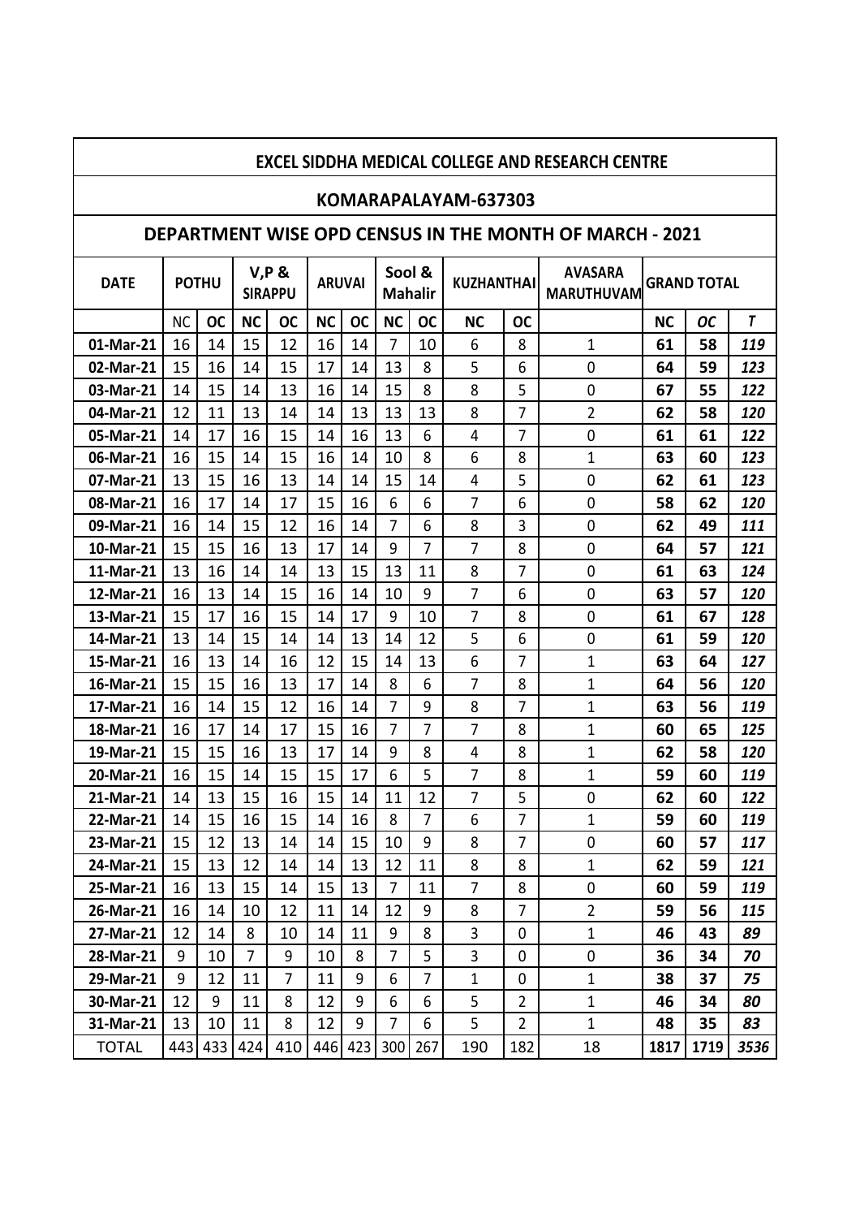# EXCEL SIDDHA MEDICAL COLLEGE AND RESEARCH CENTRE

## KOMARAPALAYAM-637303

## DEPARTMENT WISE OPD CENSUS IN THE MONTH OF MARCH - 2021

| DATE | POTHU | | V,P & SIRAPPU | | ARUVAI | | Sool & Mahalir | | KUZHANTHAI | | AVASARA MARUTHUVAM | GRAND TOTAL | | |
|---|---|---|---|---|---|---|---|---|---|---|---|---|---|---|
| | NC | OC | NC | OC | NC | OC | NC | OC | NC | OC | | NC | OC | T |
| 01-Mar-21 | 16 | 14 | 15 | 12 | 16 | 14 | 7 | 10 | 6 | 8 | 1 | 61 | 58 | 119 |
| 02-Mar-21 | 15 | 16 | 14 | 15 | 17 | 14 | 13 | 8 | 5 | 6 | 0 | 64 | 59 | 123 |
| 03-Mar-21 | 14 | 15 | 14 | 13 | 16 | 14 | 15 | 8 | 8 | 5 | 0 | 67 | 55 | 122 |
| 04-Mar-21 | 12 | 11 | 13 | 14 | 14 | 13 | 13 | 13 | 8 | 7 | 2 | 62 | 58 | 120 |
| 05-Mar-21 | 14 | 17 | 16 | 15 | 14 | 16 | 13 | 6 | 4 | 7 | 0 | 61 | 61 | 122 |
| 06-Mar-21 | 16 | 15 | 14 | 15 | 16 | 14 | 10 | 8 | 6 | 8 | 1 | 63 | 60 | 123 |
| 07-Mar-21 | 13 | 15 | 16 | 13 | 14 | 14 | 15 | 14 | 4 | 5 | 0 | 62 | 61 | 123 |
| 08-Mar-21 | 16 | 17 | 14 | 17 | 15 | 16 | 6 | 6 | 7 | 6 | 0 | 58 | 62 | 120 |
| 09-Mar-21 | 16 | 14 | 15 | 12 | 16 | 14 | 7 | 6 | 8 | 3 | 0 | 62 | 49 | 111 |
| 10-Mar-21 | 15 | 15 | 16 | 13 | 17 | 14 | 9 | 7 | 7 | 8 | 0 | 64 | 57 | 121 |
| 11-Mar-21 | 13 | 16 | 14 | 14 | 13 | 15 | 13 | 11 | 8 | 7 | 0 | 61 | 63 | 124 |
| 12-Mar-21 | 16 | 13 | 14 | 15 | 16 | 14 | 10 | 9 | 7 | 6 | 0 | 63 | 57 | 120 |
| 13-Mar-21 | 15 | 17 | 16 | 15 | 14 | 17 | 9 | 10 | 7 | 8 | 0 | 61 | 67 | 128 |
| 14-Mar-21 | 13 | 14 | 15 | 14 | 14 | 13 | 14 | 12 | 5 | 6 | 0 | 61 | 59 | 120 |
| 15-Mar-21 | 16 | 13 | 14 | 16 | 12 | 15 | 14 | 13 | 6 | 7 | 1 | 63 | 64 | 127 |
| 16-Mar-21 | 15 | 15 | 16 | 13 | 17 | 14 | 8 | 6 | 7 | 8 | 1 | 64 | 56 | 120 |
| 17-Mar-21 | 16 | 14 | 15 | 12 | 16 | 14 | 7 | 9 | 8 | 7 | 1 | 63 | 56 | 119 |
| 18-Mar-21 | 16 | 17 | 14 | 17 | 15 | 16 | 7 | 7 | 7 | 8 | 1 | 60 | 65 | 125 |
| 19-Mar-21 | 15 | 15 | 16 | 13 | 17 | 14 | 9 | 8 | 4 | 8 | 1 | 62 | 58 | 120 |
| 20-Mar-21 | 16 | 15 | 14 | 15 | 15 | 17 | 6 | 5 | 7 | 8 | 1 | 59 | 60 | 119 |
| 21-Mar-21 | 14 | 13 | 15 | 16 | 15 | 14 | 11 | 12 | 7 | 5 | 0 | 62 | 60 | 122 |
| 22-Mar-21 | 14 | 15 | 16 | 15 | 14 | 16 | 8 | 7 | 6 | 7 | 1 | 59 | 60 | 119 |
| 23-Mar-21 | 15 | 12 | 13 | 14 | 14 | 15 | 10 | 9 | 8 | 7 | 0 | 60 | 57 | 117 |
| 24-Mar-21 | 15 | 13 | 12 | 14 | 14 | 13 | 12 | 11 | 8 | 8 | 1 | 62 | 59 | 121 |
| 25-Mar-21 | 16 | 13 | 15 | 14 | 15 | 13 | 7 | 11 | 7 | 8 | 0 | 60 | 59 | 119 |
| 26-Mar-21 | 16 | 14 | 10 | 12 | 11 | 14 | 12 | 9 | 8 | 7 | 2 | 59 | 56 | 115 |
| 27-Mar-21 | 12 | 14 | 8 | 10 | 14 | 11 | 9 | 8 | 3 | 0 | 1 | 46 | 43 | 89 |
| 28-Mar-21 | 9 | 10 | 7 | 9 | 10 | 8 | 7 | 5 | 3 | 0 | 0 | 36 | 34 | 70 |
| 29-Mar-21 | 9 | 12 | 11 | 7 | 11 | 9 | 6 | 7 | 1 | 0 | 1 | 38 | 37 | 75 |
| 30-Mar-21 | 12 | 9 | 11 | 8 | 12 | 9 | 6 | 6 | 5 | 2 | 1 | 46 | 34 | 80 |
| 31-Mar-21 | 13 | 10 | 11 | 8 | 12 | 9 | 7 | 6 | 5 | 2 | 1 | 48 | 35 | 83 |
| TOTAL | 443 | 433 | 424 | 410 | 446 | 423 | 300 | 267 | 190 | 182 | 18 | 1817 | 1719 | 3536 |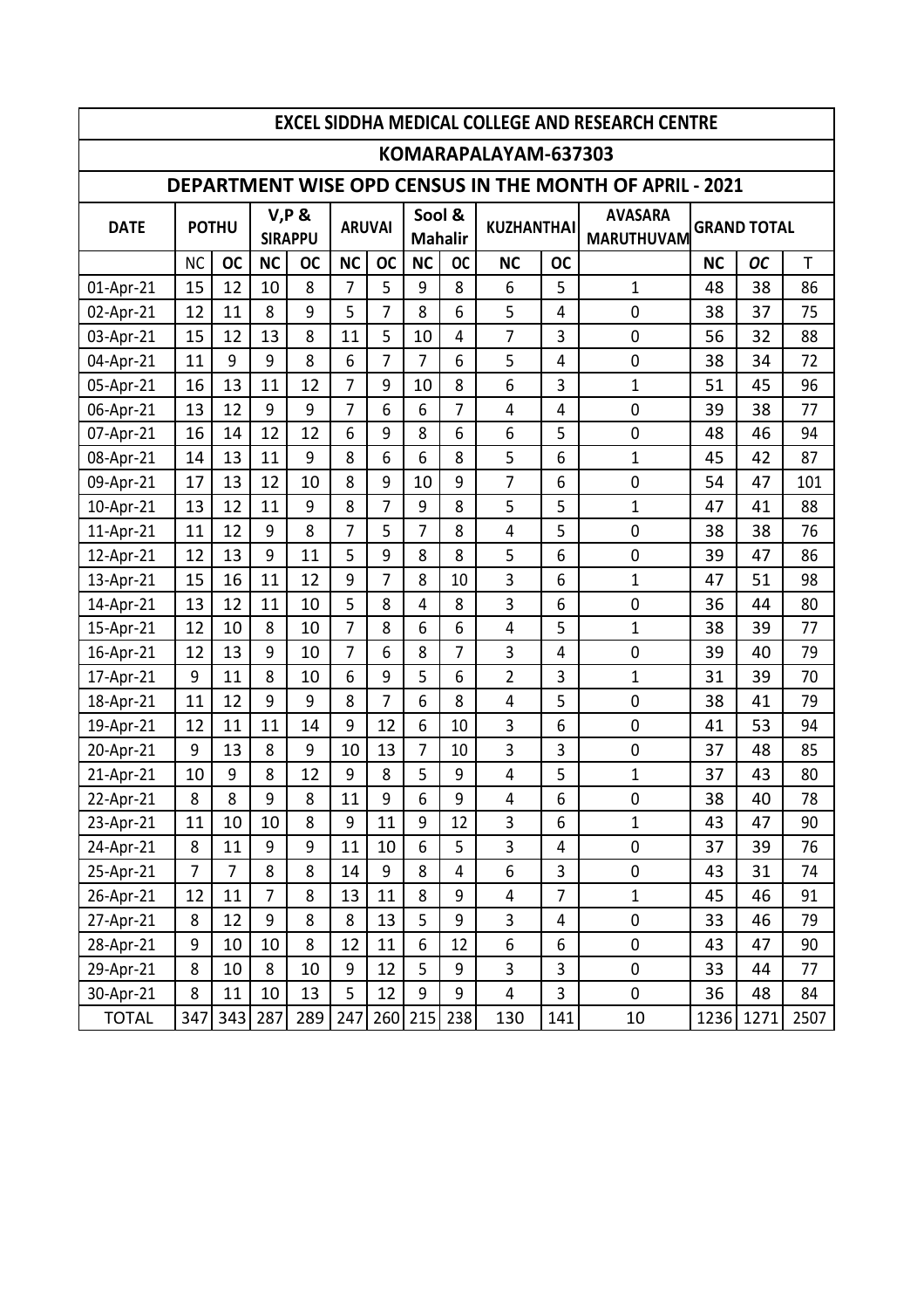# EXCEL SIDDHA MEDICAL COLLEGE AND RESEARCH CENTRE

## KOMARAPALAYAM-637303

### DEPARTMENT WISE OPD CENSUS IN THE MONTH OF APRIL - 2021

| DATE | POTHU | | V,P & SIRAPPU | | ARUVAI | | Sool & Mahalir | | KUZHANTHAI | | AVASARA MARUTHUVAM | GRAND TOTAL | | |
|---|---|---|---|---|---|---|---|---|---|---|---|---|---|---|
| | NC | OC | NC | OC | NC | OC | NC | OC | NC | OC | | NC | OC | T |
| 01-Apr-21 | 15 | 12 | 10 | 8 | 7 | 5 | 9 | 8 | 6 | 5 | 1 | 48 | 38 | 86 |
| 02-Apr-21 | 12 | 11 | 8 | 9 | 5 | 7 | 8 | 6 | 5 | 4 | 0 | 38 | 37 | 75 |
| 03-Apr-21 | 15 | 12 | 13 | 8 | 11 | 5 | 10 | 4 | 7 | 3 | 0 | 56 | 32 | 88 |
| 04-Apr-21 | 11 | 9 | 9 | 8 | 6 | 7 | 7 | 6 | 5 | 4 | 0 | 38 | 34 | 72 |
| 05-Apr-21 | 16 | 13 | 11 | 12 | 7 | 9 | 10 | 8 | 6 | 3 | 1 | 51 | 45 | 96 |
| 06-Apr-21 | 13 | 12 | 9 | 9 | 7 | 6 | 6 | 7 | 4 | 4 | 0 | 39 | 38 | 77 |
| 07-Apr-21 | 16 | 14 | 12 | 12 | 6 | 9 | 8 | 6 | 6 | 5 | 0 | 48 | 46 | 94 |
| 08-Apr-21 | 14 | 13 | 11 | 9 | 8 | 6 | 6 | 8 | 5 | 6 | 1 | 45 | 42 | 87 |
| 09-Apr-21 | 17 | 13 | 12 | 10 | 8 | 9 | 10 | 9 | 7 | 6 | 0 | 54 | 47 | 101 |
| 10-Apr-21 | 13 | 12 | 11 | 9 | 8 | 7 | 9 | 8 | 5 | 5 | 1 | 47 | 41 | 88 |
| 11-Apr-21 | 11 | 12 | 9 | 8 | 7 | 5 | 7 | 8 | 4 | 5 | 0 | 38 | 38 | 76 |
| 12-Apr-21 | 12 | 13 | 9 | 11 | 5 | 9 | 8 | 8 | 5 | 6 | 0 | 39 | 47 | 86 |
| 13-Apr-21 | 15 | 16 | 11 | 12 | 9 | 7 | 8 | 10 | 3 | 6 | 1 | 47 | 51 | 98 |
| 14-Apr-21 | 13 | 12 | 11 | 10 | 5 | 8 | 4 | 8 | 3 | 6 | 0 | 36 | 44 | 80 |
| 15-Apr-21 | 12 | 10 | 8 | 10 | 7 | 8 | 6 | 6 | 4 | 5 | 1 | 38 | 39 | 77 |
| 16-Apr-21 | 12 | 13 | 9 | 10 | 7 | 6 | 8 | 7 | 3 | 4 | 0 | 39 | 40 | 79 |
| 17-Apr-21 | 9 | 11 | 8 | 10 | 6 | 9 | 5 | 6 | 2 | 3 | 1 | 31 | 39 | 70 |
| 18-Apr-21 | 11 | 12 | 9 | 9 | 8 | 7 | 6 | 8 | 4 | 5 | 0 | 38 | 41 | 79 |
| 19-Apr-21 | 12 | 11 | 11 | 14 | 9 | 12 | 6 | 10 | 3 | 6 | 0 | 41 | 53 | 94 |
| 20-Apr-21 | 9 | 13 | 8 | 9 | 10 | 13 | 7 | 10 | 3 | 3 | 0 | 37 | 48 | 85 |
| 21-Apr-21 | 10 | 9 | 8 | 12 | 9 | 8 | 5 | 9 | 4 | 5 | 1 | 37 | 43 | 80 |
| 22-Apr-21 | 8 | 8 | 9 | 8 | 11 | 9 | 6 | 9 | 4 | 6 | 0 | 38 | 40 | 78 |
| 23-Apr-21 | 11 | 10 | 10 | 8 | 9 | 11 | 9 | 12 | 3 | 6 | 1 | 43 | 47 | 90 |
| 24-Apr-21 | 8 | 11 | 9 | 9 | 11 | 10 | 6 | 5 | 3 | 4 | 0 | 37 | 39 | 76 |
| 25-Apr-21 | 7 | 7 | 8 | 8 | 14 | 9 | 8 | 4 | 6 | 3 | 0 | 43 | 31 | 74 |
| 26-Apr-21 | 12 | 11 | 7 | 8 | 13 | 11 | 8 | 9 | 4 | 7 | 1 | 45 | 46 | 91 |
| 27-Apr-21 | 8 | 12 | 9 | 8 | 8 | 13 | 5 | 9 | 3 | 4 | 0 | 33 | 46 | 79 |
| 28-Apr-21 | 9 | 10 | 10 | 8 | 12 | 11 | 6 | 12 | 6 | 6 | 0 | 43 | 47 | 90 |
| 29-Apr-21 | 8 | 10 | 8 | 10 | 9 | 12 | 5 | 9 | 3 | 3 | 0 | 33 | 44 | 77 |
| 30-Apr-21 | 8 | 11 | 10 | 13 | 5 | 12 | 9 | 9 | 4 | 3 | 0 | 36 | 48 | 84 |
| TOTAL | 347 | 343 | 287 | 289 | 247 | 260 | 215 | 238 | 130 | 141 | 10 | 1236 | 1271 | 2507 |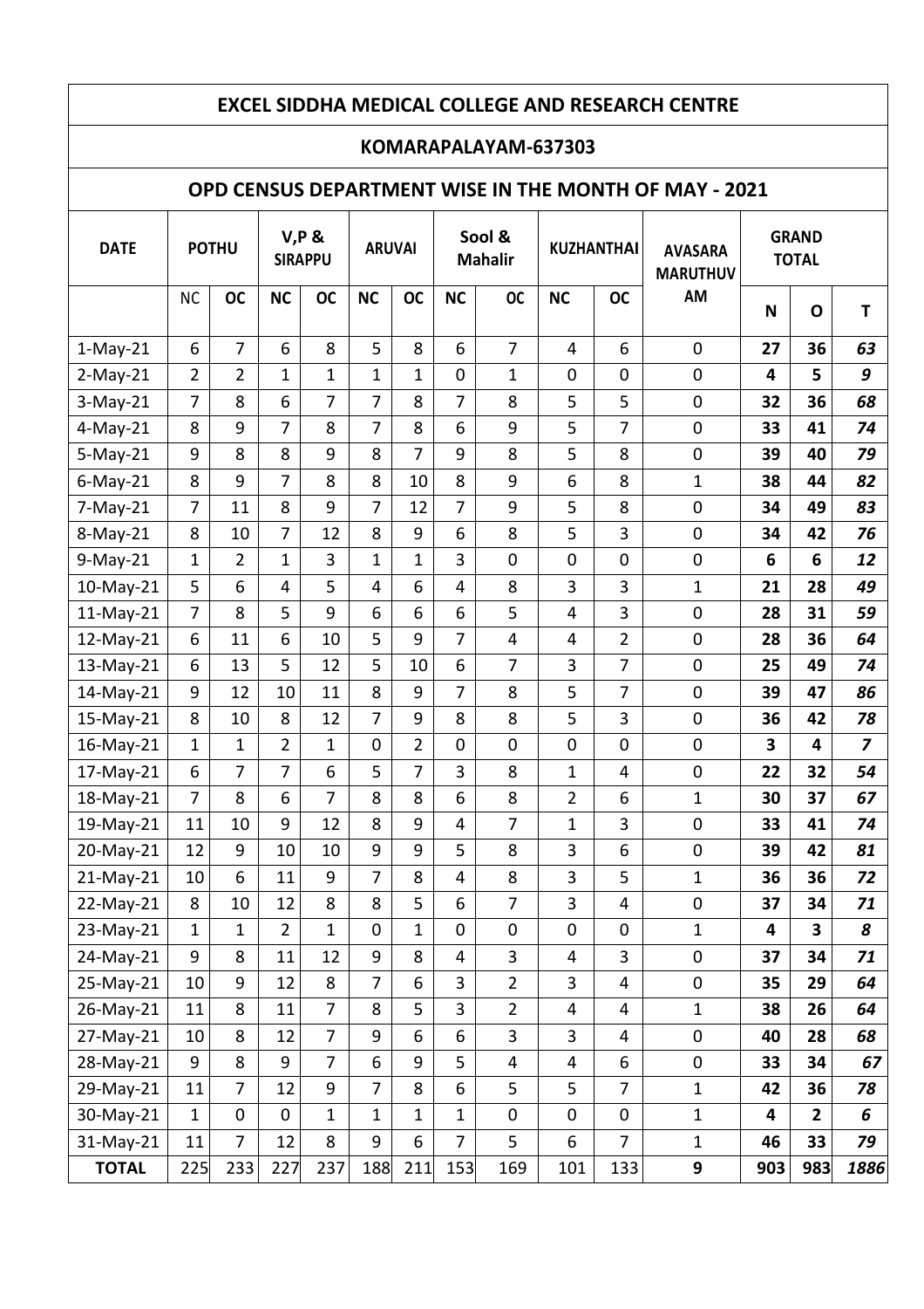# EXCEL SIDDHA MEDICAL COLLEGE AND RESEARCH CENTRE

## KOMARAPALAYAM-637303

## OPD CENSUS DEPARTMENT WISE IN THE MONTH OF MAY - 2021

| DATE | POTHU | | V,P & SIRAPPU | | ARUVAI | | Sool & Mahalir | | KUZHANTHAI | | AVASARA MARUTHUVAM | GRAND TOTAL | | |
|---|---|---|---|---|---|---|---|---|---|---|---|---|---|---|
| | NC | OC | NC | OC | NC | OC | NC | OC | NC | OC | | N | O | T |
| 1-May-21 | 6 | 7 | 6 | 8 | 5 | 8 | 6 | 7 | 4 | 6 | 0 | **27** | **36** | ***63*** |
| 2-May-21 | 2 | 2 | 1 | 1 | 1 | 1 | 0 | 1 | 0 | 0 | 0 | **4** | **5** | ***9*** |
| 3-May-21 | 7 | 8 | 6 | 7 | 7 | 8 | 7 | 8 | 5 | 5 | 0 | **32** | **36** | ***68*** |
| 4-May-21 | 8 | 9 | 7 | 8 | 7 | 8 | 6 | 9 | 5 | 7 | 0 | **33** | **41** | ***74*** |
| 5-May-21 | 9 | 8 | 8 | 9 | 8 | 7 | 9 | 8 | 5 | 8 | 0 | **39** | **40** | ***79*** |
| 6-May-21 | 8 | 9 | 7 | 8 | 8 | 10 | 8 | 9 | 6 | 8 | 1 | **38** | **44** | ***82*** |
| 7-May-21 | 7 | 11 | 8 | 9 | 7 | 12 | 7 | 9 | 5 | 8 | 0 | **34** | **49** | ***83*** |
| 8-May-21 | 8 | 10 | 7 | 12 | 8 | 9 | 6 | 8 | 5 | 3 | 0 | **34** | **42** | ***76*** |
| 9-May-21 | 1 | 2 | 1 | 3 | 1 | 1 | 3 | 0 | 0 | 0 | 0 | **6** | **6** | ***12*** |
| 10-May-21 | 5 | 6 | 4 | 5 | 4 | 6 | 4 | 8 | 3 | 3 | 1 | **21** | **28** | ***49*** |
| 11-May-21 | 7 | 8 | 5 | 9 | 6 | 6 | 6 | 5 | 4 | 3 | 0 | **28** | **31** | ***59*** |
| 12-May-21 | 6 | 11 | 6 | 10 | 5 | 9 | 7 | 4 | 4 | 2 | 0 | **28** | **36** | ***64*** |
| 13-May-21 | 6 | 13 | 5 | 12 | 5 | 10 | 6 | 7 | 3 | 7 | 0 | **25** | **49** | ***74*** |
| 14-May-21 | 9 | 12 | 10 | 11 | 8 | 9 | 7 | 8 | 5 | 7 | 0 | **39** | **47** | ***86*** |
| 15-May-21 | 8 | 10 | 8 | 12 | 7 | 9 | 8 | 8 | 5 | 3 | 0 | **36** | **42** | ***78*** |
| 16-May-21 | 1 | 1 | 2 | 1 | 0 | 2 | 0 | 0 | 0 | 0 | 0 | **3** | **4** | ***7*** |
| 17-May-21 | 6 | 7 | 7 | 6 | 5 | 7 | 3 | 8 | 1 | 4 | 0 | **22** | **32** | ***54*** |
| 18-May-21 | 7 | 8 | 6 | 7 | 8 | 8 | 6 | 8 | 2 | 6 | 1 | **30** | **37** | ***67*** |
| 19-May-21 | 11 | 10 | 9 | 12 | 8 | 9 | 4 | 7 | 1 | 3 | 0 | **33** | **41** | ***74*** |
| 20-May-21 | 12 | 9 | 10 | 10 | 9 | 9 | 5 | 8 | 3 | 6 | 0 | **39** | **42** | ***81*** |
| 21-May-21 | 10 | 6 | 11 | 9 | 7 | 8 | 4 | 8 | 3 | 5 | 1 | **36** | **36** | ***72*** |
| 22-May-21 | 8 | 10 | 12 | 8 | 8 | 5 | 6 | 7 | 3 | 4 | 0 | **37** | **34** | ***71*** |
| 23-May-21 | 1 | 1 | 2 | 1 | 0 | 1 | 0 | 0 | 0 | 0 | 1 | **4** | **3** | ***8*** |
| 24-May-21 | 9 | 8 | 11 | 12 | 9 | 8 | 4 | 3 | 4 | 3 | 0 | **37** | **34** | ***71*** |
| 25-May-21 | 10 | 9 | 12 | 8 | 7 | 6 | 3 | 2 | 3 | 4 | 0 | **35** | **29** | ***64*** |
| 26-May-21 | 11 | 8 | 11 | 7 | 8 | 5 | 3 | 2 | 4 | 4 | 1 | **38** | **26** | ***64*** |
| 27-May-21 | 10 | 8 | 12 | 7 | 9 | 6 | 6 | 3 | 3 | 4 | 0 | **40** | **28** | ***68*** |
| 28-May-21 | 9 | 8 | 9 | 7 | 6 | 9 | 5 | 4 | 4 | 6 | 0 | **33** | **34** | ***67*** |
| 29-May-21 | 11 | 7 | 12 | 9 | 7 | 8 | 6 | 5 | 5 | 7 | 1 | **42** | **36** | ***78*** |
| 30-May-21 | 1 | 0 | 0 | 1 | 1 | 1 | 1 | 0 | 0 | 0 | 1 | **4** | **2** | ***6*** |
| 31-May-21 | 11 | 7 | 12 | 8 | 9 | 6 | 7 | 5 | 6 | 7 | 1 | **46** | **33** | ***79*** |
| **TOTAL** | 225 | 233 | 227 | 237 | 188 | 211 | 153 | 169 | 101 | 133 | **9** | **903** | **983** | ***1886*** |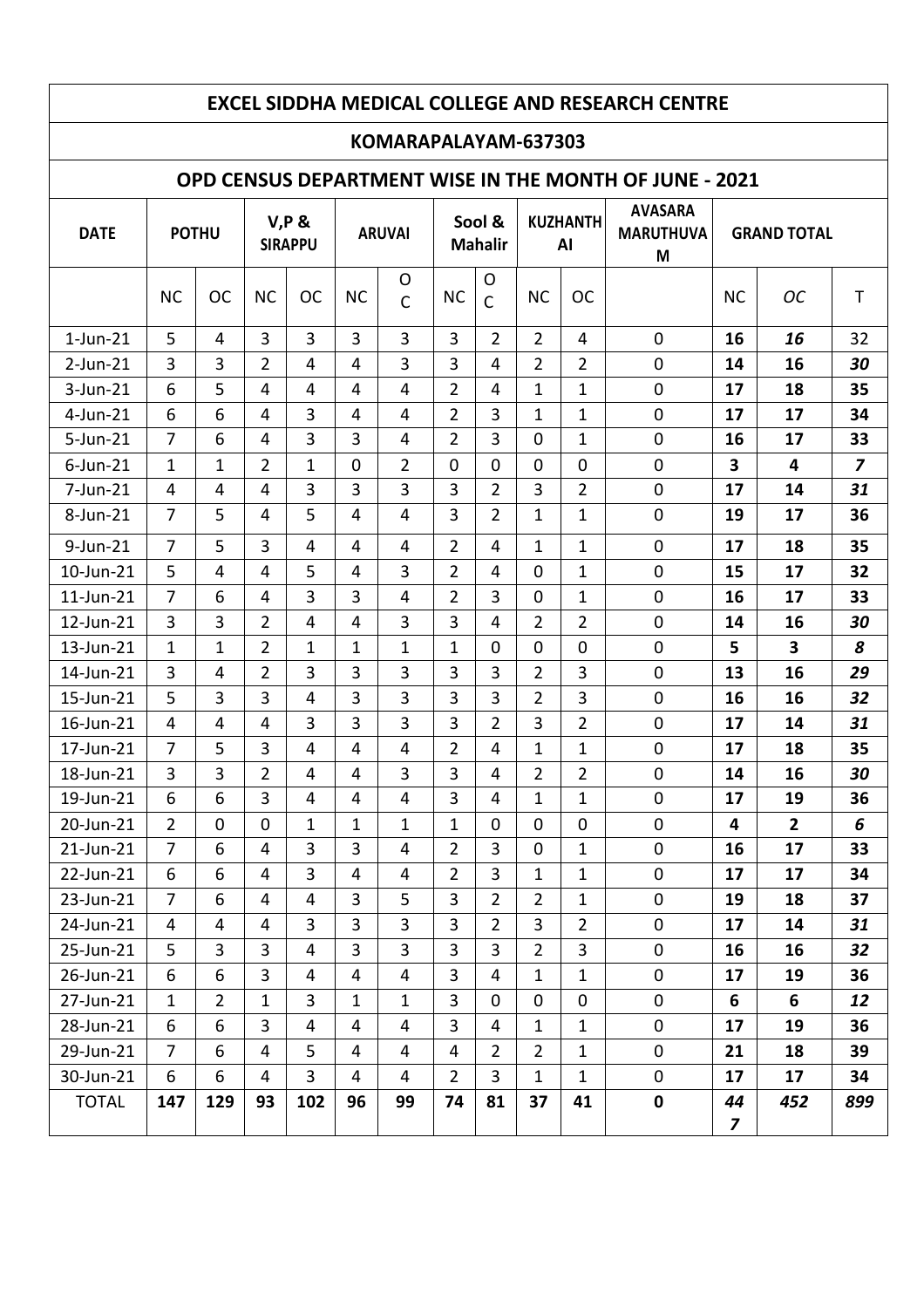# EXCEL SIDDHA MEDICAL COLLEGE AND RESEARCH CENTRE

## KOMARAPALAYAM-637303

## OPD CENSUS DEPARTMENT WISE IN THE MONTH OF JUNE - 2021

| DATE | POTHU | | V,P & SIRAPPU | | ARUVAI | | Sool & Mahalir | | KUZHANTHAI | | AVASARA MARUTHUVAM | GRAND TOTAL | | |
|---|---|---|---|---|---|---|---|---|---|---|---|---|---|---|
| | NC | OC | NC | OC | NC | OC | NC | OC | NC | OC | | NC | *OC* | T |
| 1-Jun-21 | 5 | 4 | 3 | 3 | 3 | 3 | 3 | 2 | 2 | 4 | 0 | **16** | ***16*** | 32 |
| 2-Jun-21 | 3 | 3 | 2 | 4 | 4 | 3 | 3 | 4 | 2 | 2 | 0 | **14** | **16** | ***30*** |
| 3-Jun-21 | 6 | 5 | 4 | 4 | 4 | 4 | 2 | 4 | 1 | 1 | 0 | **17** | **18** | **35** |
| 4-Jun-21 | 6 | 6 | 4 | 3 | 4 | 4 | 2 | 3 | 1 | 1 | 0 | **17** | **17** | **34** |
| 5-Jun-21 | 7 | 6 | 4 | 3 | 3 | 4 | 2 | 3 | 0 | 1 | 0 | **16** | **17** | **33** |
| 6-Jun-21 | 1 | 1 | 2 | 1 | 0 | 2 | 0 | 0 | 0 | 0 | 0 | **3** | **4** | ***7*** |
| 7-Jun-21 | 4 | 4 | 4 | 3 | 3 | 3 | 3 | 2 | 3 | 2 | 0 | **17** | **14** | ***31*** |
| 8-Jun-21 | 7 | 5 | 4 | 5 | 4 | 4 | 3 | 2 | 1 | 1 | 0 | **19** | **17** | **36** |
| 9-Jun-21 | 7 | 5 | 3 | 4 | 4 | 4 | 2 | 4 | 1 | 1 | 0 | **17** | **18** | **35** |
| 10-Jun-21 | 5 | 4 | 4 | 5 | 4 | 3 | 2 | 4 | 0 | 1 | 0 | **15** | **17** | **32** |
| 11-Jun-21 | 7 | 6 | 4 | 3 | 3 | 4 | 2 | 3 | 0 | 1 | 0 | **16** | **17** | **33** |
| 12-Jun-21 | 3 | 3 | 2 | 4 | 4 | 3 | 3 | 4 | 2 | 2 | 0 | **14** | **16** | ***30*** |
| 13-Jun-21 | 1 | 1 | 2 | 1 | 1 | 1 | 1 | 0 | 0 | 0 | 0 | **5** | **3** | ***8*** |
| 14-Jun-21 | 3 | 4 | 2 | 3 | 3 | 3 | 3 | 3 | 2 | 3 | 0 | **13** | **16** | ***29*** |
| 15-Jun-21 | 5 | 3 | 3 | 4 | 3 | 3 | 3 | 3 | 2 | 3 | 0 | **16** | **16** | ***32*** |
| 16-Jun-21 | 4 | 4 | 4 | 3 | 3 | 3 | 3 | 2 | 3 | 2 | 0 | **17** | **14** | ***31*** |
| 17-Jun-21 | 7 | 5 | 3 | 4 | 4 | 4 | 2 | 4 | 1 | 1 | 0 | **17** | **18** | **35** |
| 18-Jun-21 | 3 | 3 | 2 | 4 | 4 | 3 | 3 | 4 | 2 | 2 | 0 | **14** | **16** | ***30*** |
| 19-Jun-21 | 6 | 6 | 3 | 4 | 4 | 4 | 3 | 4 | 1 | 1 | 0 | **17** | **19** | **36** |
| 20-Jun-21 | 2 | 0 | 0 | 1 | 1 | 1 | 1 | 0 | 0 | 0 | 0 | **4** | **2** | ***6*** |
| 21-Jun-21 | 7 | 6 | 4 | 3 | 3 | 4 | 2 | 3 | 0 | 1 | 0 | **16** | **17** | **33** |
| 22-Jun-21 | 6 | 6 | 4 | 3 | 4 | 4 | 2 | 3 | 1 | 1 | 0 | **17** | **17** | **34** |
| 23-Jun-21 | 7 | 6 | 4 | 4 | 3 | 5 | 3 | 2 | 2 | 1 | 0 | **19** | **18** | **37** |
| 24-Jun-21 | 4 | 4 | 4 | 3 | 3 | 3 | 3 | 2 | 3 | 2 | 0 | **17** | **14** | ***31*** |
| 25-Jun-21 | 5 | 3 | 3 | 4 | 3 | 3 | 3 | 3 | 2 | 3 | 0 | **16** | **16** | ***32*** |
| 26-Jun-21 | 6 | 6 | 3 | 4 | 4 | 4 | 3 | 4 | 1 | 1 | 0 | **17** | **19** | **36** |
| 27-Jun-21 | 1 | 2 | 1 | 3 | 1 | 1 | 3 | 0 | 0 | 0 | 0 | **6** | **6** | ***12*** |
| 28-Jun-21 | 6 | 6 | 3 | 4 | 4 | 4 | 3 | 4 | 1 | 1 | 0 | **17** | **19** | **36** |
| 29-Jun-21 | 7 | 6 | 4 | 5 | 4 | 4 | 4 | 2 | 2 | 1 | 0 | **21** | **18** | **39** |
| 30-Jun-21 | 6 | 6 | 4 | 3 | 4 | 4 | 2 | 3 | 1 | 1 | 0 | **17** | **17** | **34** |
| TOTAL | **147** | **129** | **93** | **102** | **96** | **99** | **74** | **81** | **37** | **41** | **0** | ***447*** | ***452*** | ***899*** |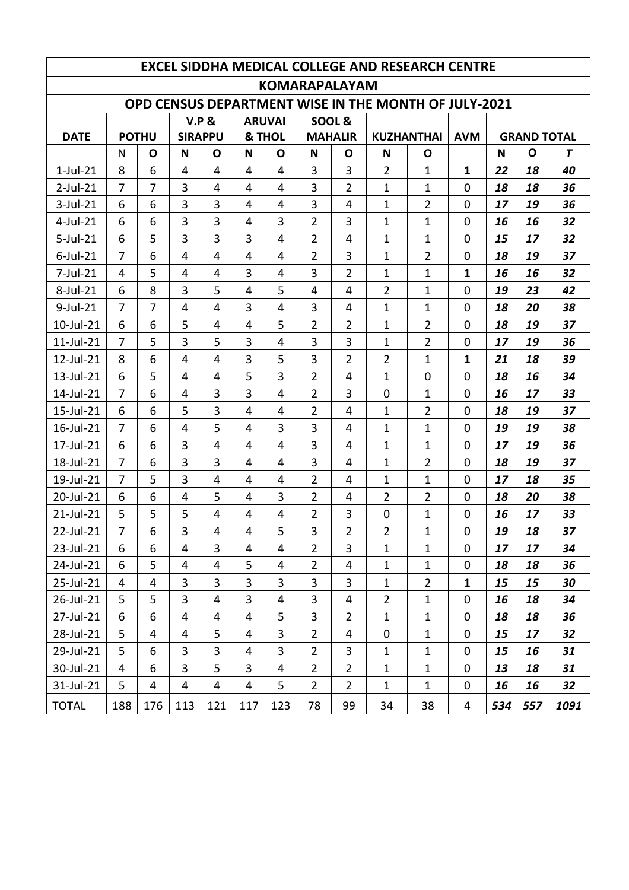| EXCEL SIDDHA MEDICAL COLLEGE AND RESEARCH CENTRE | | | | | | | | | | | | | | | |
|---|---|---|---|---|---|---|---|---|---|---|---|---|---|---|---|
| KOMARAPALAYAM | | | | | | | | | | | | | | | |
| OPD CENSUS DEPARTMENT WISE IN THE MONTH OF JULY-2021 | | | | | | | | | | | | | | | |
| DATE | POTHU | | V.P & SIRAPPU | | ARUVAI & THOL | | SOOL & MAHALIR | | KUZHANTHAI | | AVM | GRAND TOTAL | | |
| | N | O | N | O | N | O | N | O | N | O | | N | O | T |
| 1-Jul-21 | 8 | 6 | 4 | 4 | 4 | 4 | 3 | 3 | 2 | 1 | 1 | 22 | 18 | 40 |
| 2-Jul-21 | 7 | 7 | 3 | 4 | 4 | 4 | 3 | 2 | 1 | 1 | 0 | 18 | 18 | 36 |
| 3-Jul-21 | 6 | 6 | 3 | 3 | 4 | 4 | 3 | 4 | 1 | 2 | 0 | 17 | 19 | 36 |
| 4-Jul-21 | 6 | 6 | 3 | 3 | 4 | 3 | 2 | 3 | 1 | 1 | 0 | 16 | 16 | 32 |
| 5-Jul-21 | 6 | 5 | 3 | 3 | 3 | 4 | 2 | 4 | 1 | 1 | 0 | 15 | 17 | 32 |
| 6-Jul-21 | 7 | 6 | 4 | 4 | 4 | 4 | 2 | 3 | 1 | 2 | 0 | 18 | 19 | 37 |
| 7-Jul-21 | 4 | 5 | 4 | 4 | 3 | 4 | 3 | 2 | 1 | 1 | 1 | 16 | 16 | 32 |
| 8-Jul-21 | 6 | 8 | 3 | 5 | 4 | 5 | 4 | 4 | 2 | 1 | 0 | 19 | 23 | 42 |
| 9-Jul-21 | 7 | 7 | 4 | 4 | 3 | 4 | 3 | 4 | 1 | 1 | 0 | 18 | 20 | 38 |
| 10-Jul-21 | 6 | 6 | 5 | 4 | 4 | 5 | 2 | 2 | 1 | 2 | 0 | 18 | 19 | 37 |
| 11-Jul-21 | 7 | 5 | 3 | 5 | 3 | 4 | 3 | 3 | 1 | 2 | 0 | 17 | 19 | 36 |
| 12-Jul-21 | 8 | 6 | 4 | 4 | 3 | 5 | 3 | 2 | 2 | 1 | 1 | 21 | 18 | 39 |
| 13-Jul-21 | 6 | 5 | 4 | 4 | 5 | 3 | 2 | 4 | 1 | 0 | 0 | 18 | 16 | 34 |
| 14-Jul-21 | 7 | 6 | 4 | 3 | 3 | 4 | 2 | 3 | 0 | 1 | 0 | 16 | 17 | 33 |
| 15-Jul-21 | 6 | 6 | 5 | 3 | 4 | 4 | 2 | 4 | 1 | 2 | 0 | 18 | 19 | 37 |
| 16-Jul-21 | 7 | 6 | 4 | 5 | 4 | 3 | 3 | 4 | 1 | 1 | 0 | 19 | 19 | 38 |
| 17-Jul-21 | 6 | 6 | 3 | 4 | 4 | 4 | 3 | 4 | 1 | 1 | 0 | 17 | 19 | 36 |
| 18-Jul-21 | 7 | 6 | 3 | 3 | 4 | 4 | 3 | 4 | 1 | 2 | 0 | 18 | 19 | 37 |
| 19-Jul-21 | 7 | 5 | 3 | 4 | 4 | 4 | 2 | 4 | 1 | 1 | 0 | 17 | 18 | 35 |
| 20-Jul-21 | 6 | 6 | 4 | 5 | 4 | 3 | 2 | 4 | 2 | 2 | 0 | 18 | 20 | 38 |
| 21-Jul-21 | 5 | 5 | 5 | 4 | 4 | 4 | 2 | 3 | 0 | 1 | 0 | 16 | 17 | 33 |
| 22-Jul-21 | 7 | 6 | 3 | 4 | 4 | 5 | 3 | 2 | 2 | 1 | 0 | 19 | 18 | 37 |
| 23-Jul-21 | 6 | 6 | 4 | 3 | 4 | 4 | 2 | 3 | 1 | 1 | 0 | 17 | 17 | 34 |
| 24-Jul-21 | 6 | 5 | 4 | 4 | 5 | 4 | 2 | 4 | 1 | 1 | 0 | 18 | 18 | 36 |
| 25-Jul-21 | 4 | 4 | 3 | 3 | 3 | 3 | 3 | 3 | 1 | 2 | 1 | 15 | 15 | 30 |
| 26-Jul-21 | 5 | 5 | 3 | 4 | 3 | 4 | 3 | 4 | 2 | 1 | 0 | 16 | 18 | 34 |
| 27-Jul-21 | 6 | 6 | 4 | 4 | 4 | 5 | 3 | 2 | 1 | 1 | 0 | 18 | 18 | 36 |
| 28-Jul-21 | 5 | 4 | 4 | 5 | 4 | 3 | 2 | 4 | 0 | 1 | 0 | 15 | 17 | 32 |
| 29-Jul-21 | 5 | 6 | 3 | 3 | 4 | 3 | 2 | 3 | 1 | 1 | 0 | 15 | 16 | 31 |
| 30-Jul-21 | 4 | 6 | 3 | 5 | 3 | 4 | 2 | 2 | 1 | 1 | 0 | 13 | 18 | 31 |
| 31-Jul-21 | 5 | 4 | 4 | 4 | 4 | 5 | 2 | 2 | 1 | 1 | 0 | 16 | 16 | 32 |
| TOTAL | 188 | 176 | 113 | 121 | 117 | 123 | 78 | 99 | 34 | 38 | 4 | 534 | 557 | 1091 |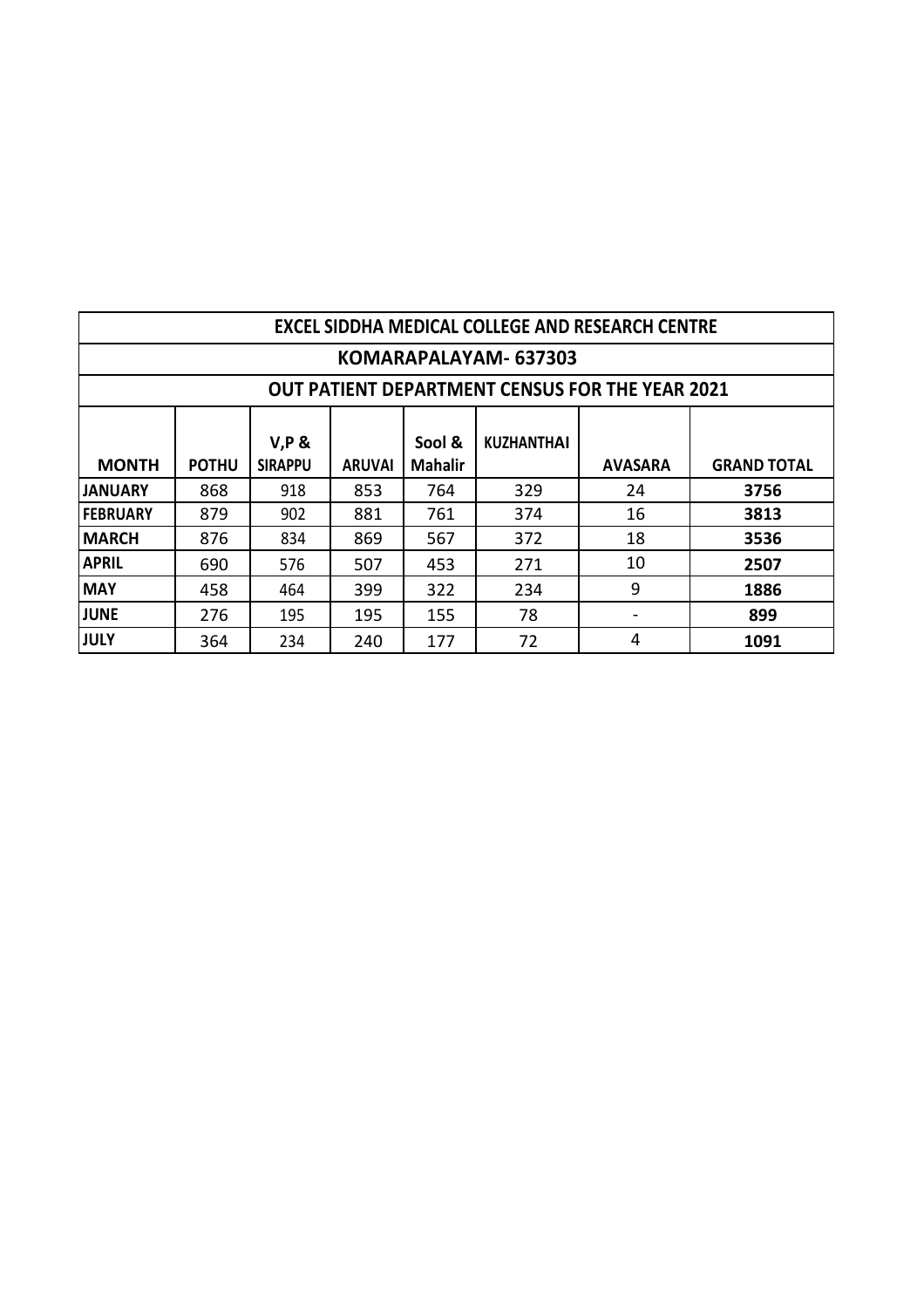| EXCEL SIDDHA MEDICAL COLLEGE AND RESEARCH CENTRE | | | | | | | |
|---|---|---|---|---|---|---|---|
| KOMARAPALAYAM- 637303 | | | | | | | |
| OUT PATIENT DEPARTMENT CENSUS FOR THE YEAR 2021 | | | | | | | |
| **MONTH** | **POTHU** | **V,P & SIRAPPU** | **ARUVAI** | **Sool & Mahalir** | **KUZHANTHAI** | **AVASARA** | **GRAND TOTAL** |
| **JANUARY** | 868 | 918 | 853 | 764 | 329 | 24 | **3756** |
| **FEBRUARY** | 879 | 902 | 881 | 761 | 374 | 16 | **3813** |
| **MARCH** | 876 | 834 | 869 | 567 | 372 | 18 | **3536** |
| **APRIL** | 690 | 576 | 507 | 453 | 271 | 10 | **2507** |
| **MAY** | 458 | 464 | 399 | 322 | 234 | 9 | **1886** |
| **JUNE** | 276 | 195 | 195 | 155 | 78 | - | **899** |
| **JULY** | 364 | 234 | 240 | 177 | 72 | 4 | **1091** |